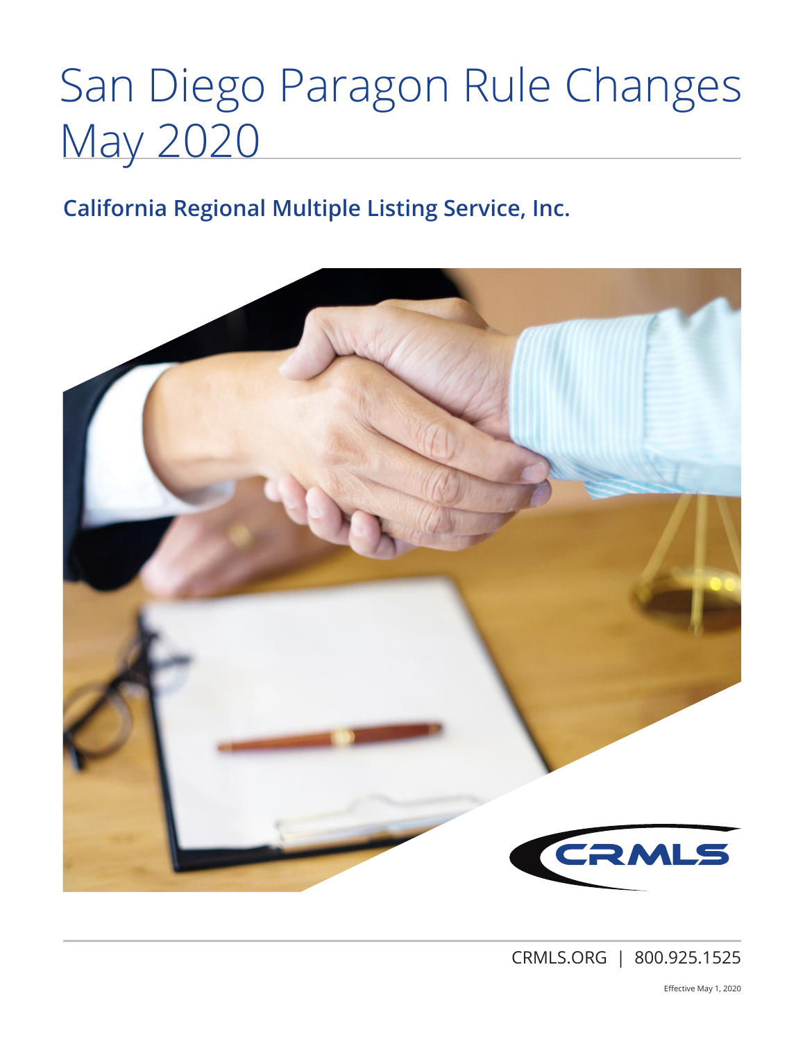# San Diego Paragon Rule Changes May 2020

**California Regional Multiple Listing Service, Inc.**

CRMLS.ORG | 800.925.1525

Effective May 1, 2020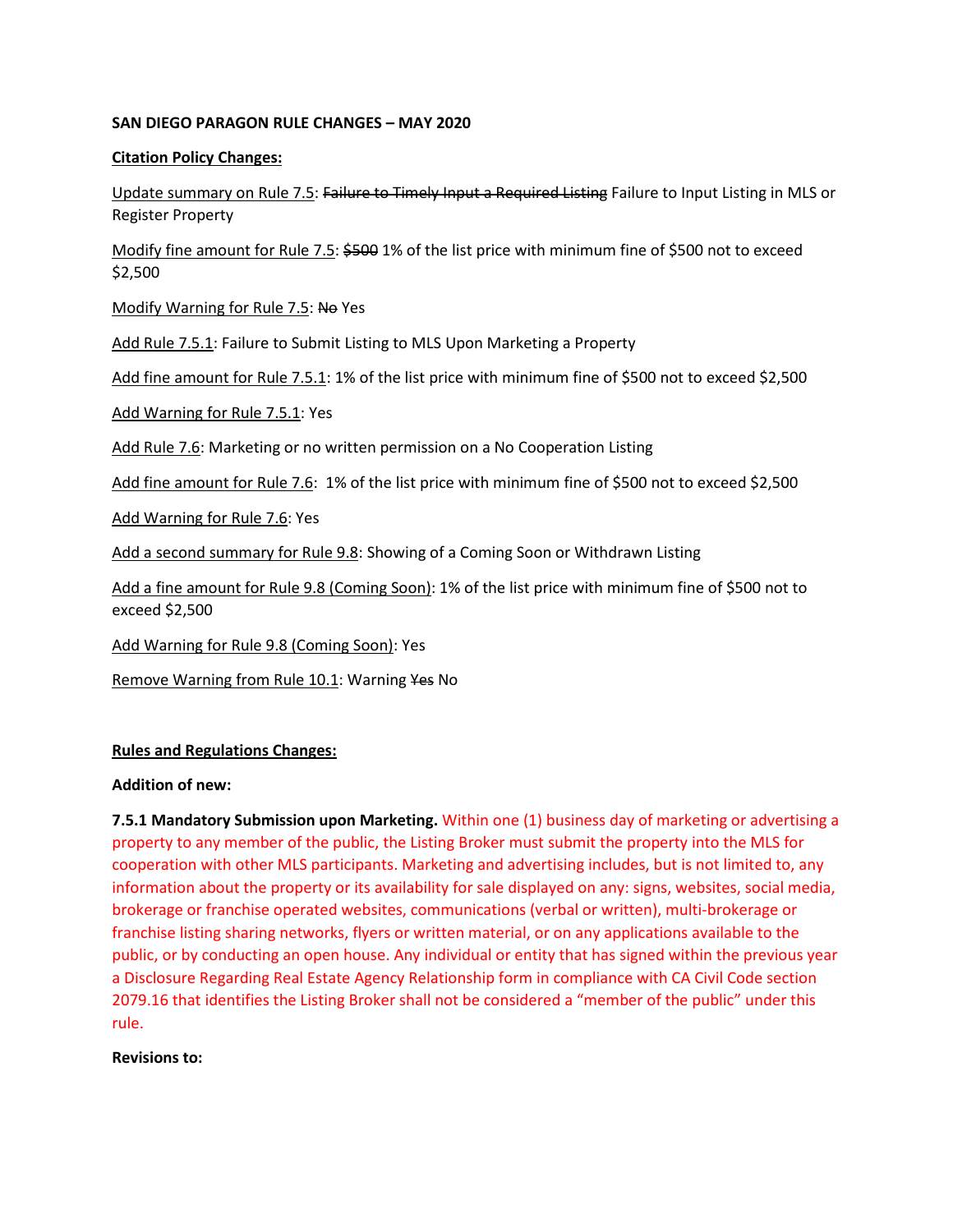**SAN DIEGO PARAGON RULE CHANGES – MAY 2020**

**Citation Policy Changes:**

Update summary on Rule 7.5: ~~Failure to Timely Input a Required Listing~~ Failure to Input Listing in MLS or Register Property

Modify fine amount for Rule 7.5: ~~$500~~ 1% of the list price with minimum fine of $500 not to exceed $2,500

Modify Warning for Rule 7.5: ~~No~~ Yes

Add Rule 7.5.1: Failure to Submit Listing to MLS Upon Marketing a Property

Add fine amount for Rule 7.5.1: 1% of the list price with minimum fine of $500 not to exceed $2,500

Add Warning for Rule 7.5.1: Yes

Add Rule 7.6: Marketing or no written permission on a No Cooperation Listing

Add fine amount for Rule 7.6: 1% of the list price with minimum fine of $500 not to exceed $2,500

Add Warning for Rule 7.6: Yes

Add a second summary for Rule 9.8: Showing of a Coming Soon or Withdrawn Listing

Add a fine amount for Rule 9.8 (Coming Soon): 1% of the list price with minimum fine of $500 not to exceed $2,500

Add Warning for Rule 9.8 (Coming Soon): Yes

Remove Warning from Rule 10.1: Warning ~~Yes~~ No

**Rules and Regulations Changes:**

**Addition of new:**

**7.5.1 Mandatory Submission upon Marketing.** Within one (1) business day of marketing or advertising a property to any member of the public, the Listing Broker must submit the property into the MLS for cooperation with other MLS participants. Marketing and advertising includes, but is not limited to, any information about the property or its availability for sale displayed on any: signs, websites, social media, brokerage or franchise operated websites, communications (verbal or written), multi-brokerage or franchise listing sharing networks, flyers or written material, or on any applications available to the public, or by conducting an open house. Any individual or entity that has signed within the previous year a Disclosure Regarding Real Estate Agency Relationship form in compliance with CA Civil Code section 2079.16 that identifies the Listing Broker shall not be considered a "member of the public" under this rule.

**Revisions to:**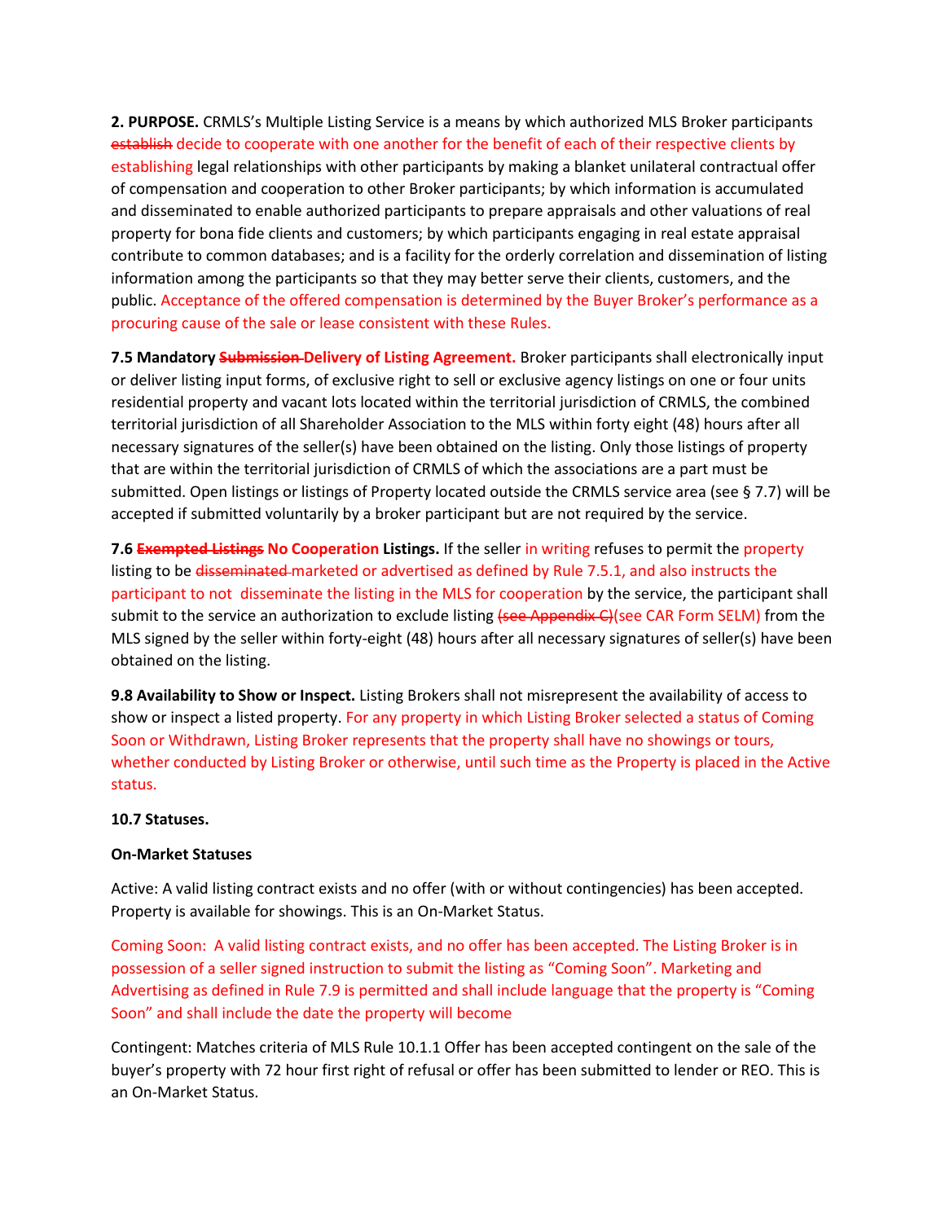**2. PURPOSE.** CRMLS's Multiple Listing Service is a means by which authorized MLS Broker participants ~~establish~~ decide to cooperate with one another for the benefit of each of their respective clients by establishing legal relationships with other participants by making a blanket unilateral contractual offer of compensation and cooperation to other Broker participants; by which information is accumulated and disseminated to enable authorized participants to prepare appraisals and other valuations of real property for bona fide clients and customers; by which participants engaging in real estate appraisal contribute to common databases; and is a facility for the orderly correlation and dissemination of listing information among the participants so that they may better serve their clients, customers, and the public. Acceptance of the offered compensation is determined by the Buyer Broker's performance as a procuring cause of the sale or lease consistent with these Rules.

**7.5 Mandatory ~~Submission~~ Delivery of Listing Agreement.** Broker participants shall electronically input or deliver listing input forms, of exclusive right to sell or exclusive agency listings on one or four units residential property and vacant lots located within the territorial jurisdiction of CRMLS, the combined territorial jurisdiction of all Shareholder Association to the MLS within forty eight (48) hours after all necessary signatures of the seller(s) have been obtained on the listing. Only those listings of property that are within the territorial jurisdiction of CRMLS of which the associations are a part must be submitted. Open listings or listings of Property located outside the CRMLS service area (see § 7.7) will be accepted if submitted voluntarily by a broker participant but are not required by the service.

**7.6 ~~Exempted Listings~~ No Cooperation Listings.** If the seller in writing refuses to permit the property listing to be ~~disseminated~~ marketed or advertised as defined by Rule 7.5.1, and also instructs the participant to not disseminate the listing in the MLS for cooperation by the service, the participant shall submit to the service an authorization to exclude listing ~~(see Appendix C)~~(see CAR Form SELM) from the MLS signed by the seller within forty-eight (48) hours after all necessary signatures of seller(s) have been obtained on the listing.

**9.8 Availability to Show or Inspect.** Listing Brokers shall not misrepresent the availability of access to show or inspect a listed property. For any property in which Listing Broker selected a status of Coming Soon or Withdrawn, Listing Broker represents that the property shall have no showings or tours, whether conducted by Listing Broker or otherwise, until such time as the Property is placed in the Active status.

**10.7 Statuses.**

**On-Market Statuses**

Active: A valid listing contract exists and no offer (with or without contingencies) has been accepted. Property is available for showings. This is an On-Market Status.

Coming Soon: A valid listing contract exists, and no offer has been accepted. The Listing Broker is in possession of a seller signed instruction to submit the listing as "Coming Soon". Marketing and Advertising as defined in Rule 7.9 is permitted and shall include language that the property is "Coming Soon" and shall include the date the property will become

Contingent: Matches criteria of MLS Rule 10.1.1 Offer has been accepted contingent on the sale of the buyer's property with 72 hour first right of refusal or offer has been submitted to lender or REO. This is an On-Market Status.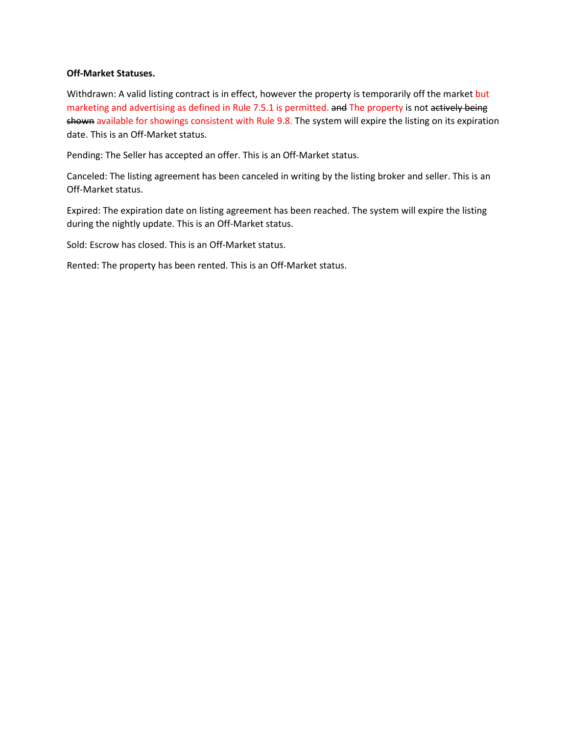**Off-Market Statuses.**

Withdrawn: A valid listing contract is in effect, however the property is temporarily off the market but marketing and advertising as defined in Rule 7.5.1 is permitted. ~~and~~ The property is not ~~actively being shown~~ available for showings consistent with Rule 9.8. The system will expire the listing on its expiration date. This is an Off-Market status.

Pending: The Seller has accepted an offer. This is an Off-Market status.

Canceled: The listing agreement has been canceled in writing by the listing broker and seller. This is an Off-Market status.

Expired: The expiration date on listing agreement has been reached. The system will expire the listing during the nightly update. This is an Off-Market status.

Sold: Escrow has closed. This is an Off-Market status.

Rented: The property has been rented. This is an Off-Market status.